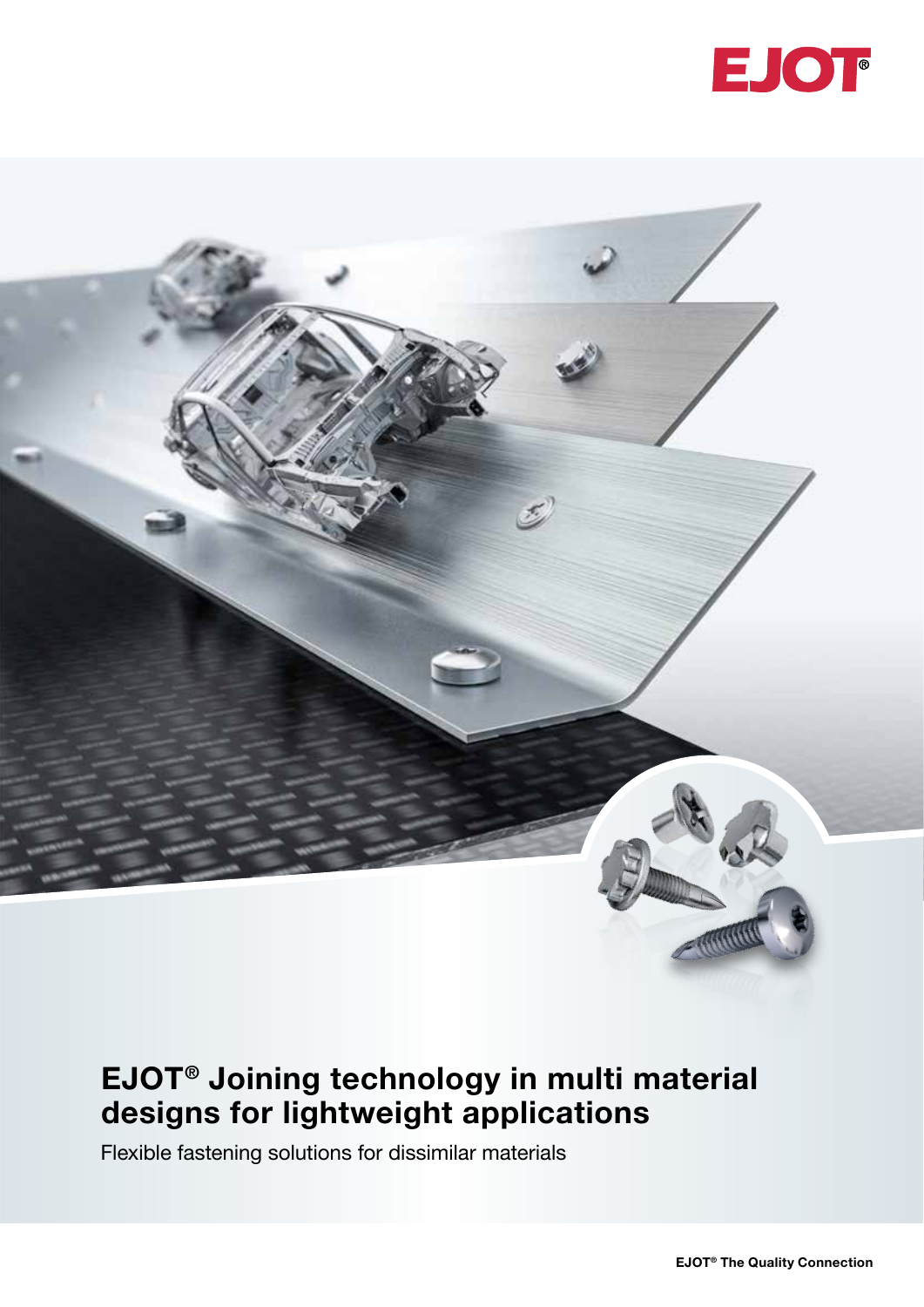EJOT®

# EJOT® Joining technology in multi material designs for lightweight applications

Flexible fastening solutions for dissimilar materials

EJOT® The Quality Connection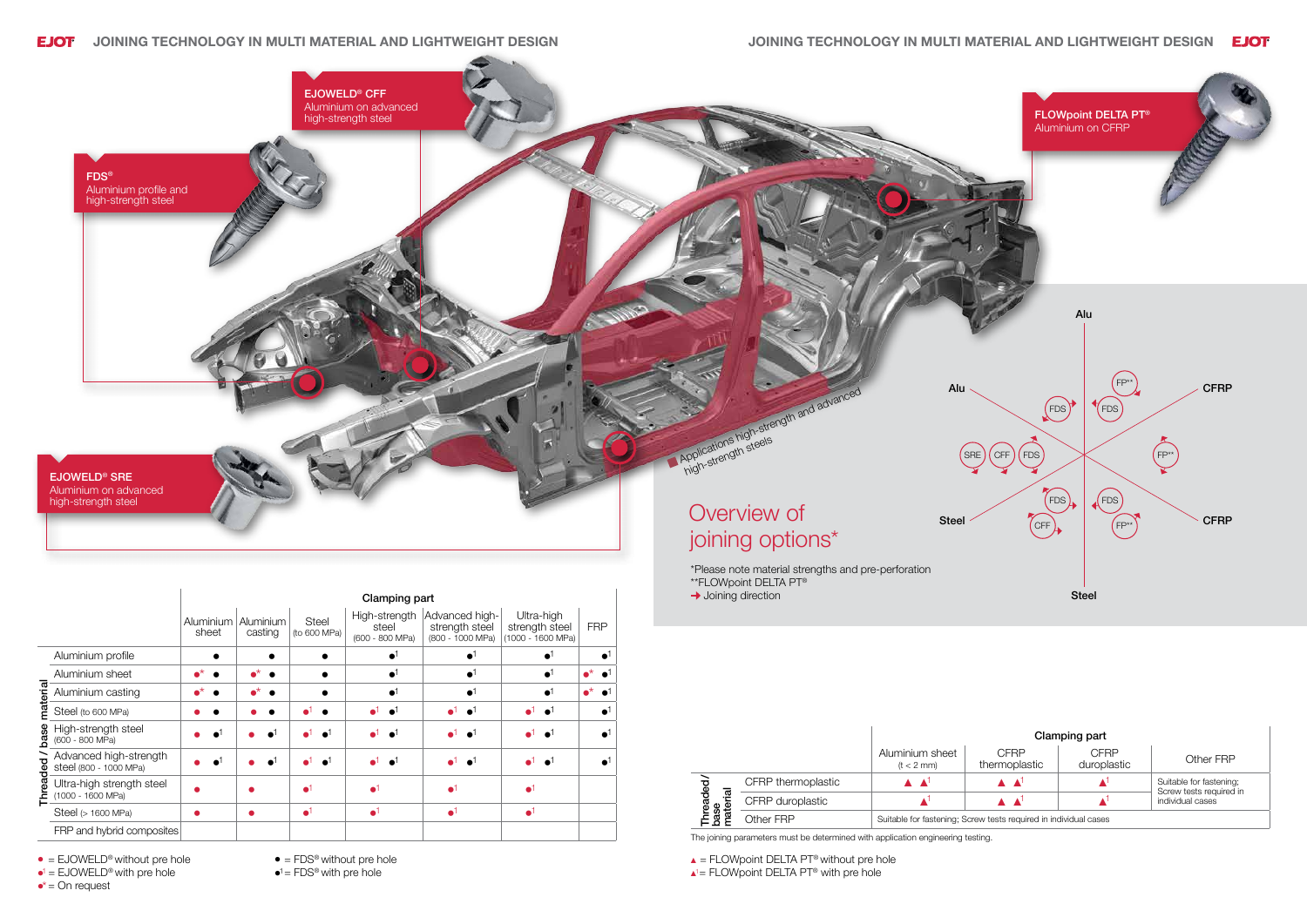## EJOWELD® CFF
Aluminium on advanced high-strength steel

## FDS®
Aluminium profile and high-strength steel

## FLOWpoint DELTA PT®
Aluminium on CFRP

## EJOWELD® SRE
Aluminium on advanced high-strength steel

Applications high-strength and advanced high-strength steels

# Overview of joining options*

*Please note material strengths and pre-perforation
**FLOWpoint DELTA PT®
➜ Joining direction

Alu – Alu: FP**, FDS, FDS
Alu – CFRP: FP**
Alu – Steel: SRE, CFF, FDS
Steel – CFRP: FDS, FDS, CFF, FP**

| Threaded / base material | Clamping part: Aluminium sheet | Aluminium casting | Steel (to 600 MPa) | High-strength steel (600 - 800 MPa) | Advanced high-strength steel (800 - 1000 MPa) | Ultra-high strength steel (1000 - 1600 MPa) | FRP |
|---|---|---|---|---|---|---|---|
| Aluminium profile | ● | ● | ● | ●¹ | ●¹ | ●¹ | ●¹ |
| Aluminium sheet | ●* ● | ●* ● | ● | ●¹ | ●¹ | ●¹ | ●* ●¹ |
| Aluminium casting | ●* ● | ●* ● | ● | ●¹ | ●¹ | ●¹ | ●* ●¹ |
| Steel (to 600 MPa) | ● ● | ● ● | ●¹ ● | ●¹ ●¹ | ●¹ ●¹ | ●¹ ●¹ | ●¹ |
| High-strength steel (600 - 800 MPa) | ● ●¹ | ● ●¹ | ●¹ ●¹ | ●¹ ●¹ | ●¹ ●¹ | ●¹ ●¹ | ●¹ |
| Advanced high-strength steel (800 - 1000 MPa) | ● ●¹ | ● ●¹ | ●¹ ●¹ | ●¹ ●¹ | ●¹ ●¹ | ●¹ ●¹ | ●¹ |
| Ultra-high strength steel (1000 - 1600 MPa) | ● | ● | ●¹ | ●¹ | ●¹ | ●¹ | |
| Steel (> 1600 MPa) | ● | ● | ●¹ | ●¹ | ●¹ | ●¹ | |
| FRP and hybrid composites | | | | | | | |

● (red) = EJOWELD® without pre hole
●¹ (red) = EJOWELD® with pre hole
●* (red) = On request
● = FDS® without pre hole
●¹ = FDS® with pre hole

| Threaded / base material | Clamping part: Aluminium sheet (t < 2 mm) | CFRP thermoplastic | CFRP duroplastic | Other FRP |
|---|---|---|---|---|
| CFRP thermoplastic | ▲ ▲¹ | ▲ ▲¹ | ▲¹ | Suitable for fastening; Screw tests required in individual cases |
| CFRP duroplastic | ▲¹ | ▲ ▲¹ | ▲¹ | Suitable for fastening; Screw tests required in individual cases |
| Other FRP | Suitable for fastening; Screw tests required in individual cases | | | |

The joining parameters must be determined with application engineering testing.

▲ = FLOWpoint DELTA PT® without pre hole
▲¹ = FLOWpoint DELTA PT® with pre hole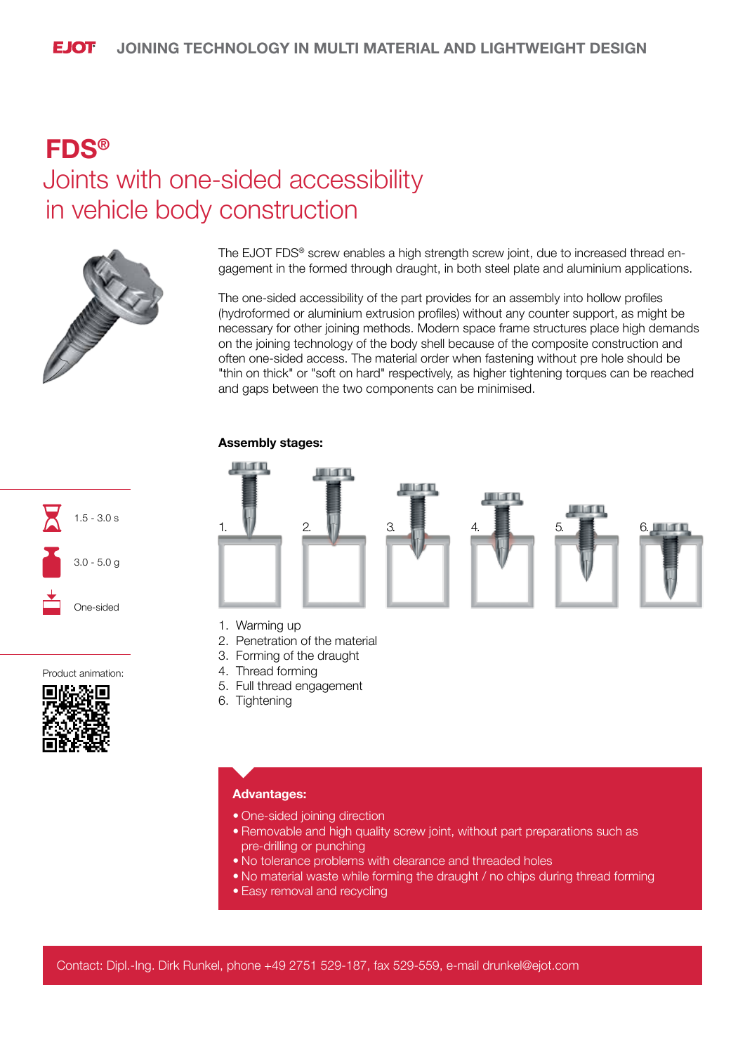# FDS®

## Joints with one-sided accessibility in vehicle body construction

The EJOT FDS® screw enables a high strength screw joint, due to increased thread engagement in the formed through draught, in both steel plate and aluminium applications.

The one-sided accessibility of the part provides for an assembly into hollow profiles (hydroformed or aluminium extrusion profiles) without any counter support, as might be necessary for other joining methods. Modern space frame structures place high demands on the joining technology of the body shell because of the composite construction and often one-sided access. The material order when fastening without pre hole should be "thin on thick" or "soft on hard" respectively, as higher tightening torques can be reached and gaps between the two components can be minimised.

1.5 - 3.0 s

3.0 - 5.0 g

One-sided

Product animation:

**Assembly stages:**

1. Warming up
2. Penetration of the material
3. Forming of the draught
4. Thread forming
5. Full thread engagement
6. Tightening

**Advantages:**

- One-sided joining direction
- Removable and high quality screw joint, without part preparations such as pre-drilling or punching
- No tolerance problems with clearance and threaded holes
- No material waste while forming the draught / no chips during thread forming
- Easy removal and recycling

Contact: Dipl.-Ing. Dirk Runkel, phone +49 2751 529-187, fax 529-559, e-mail drunkel@ejot.com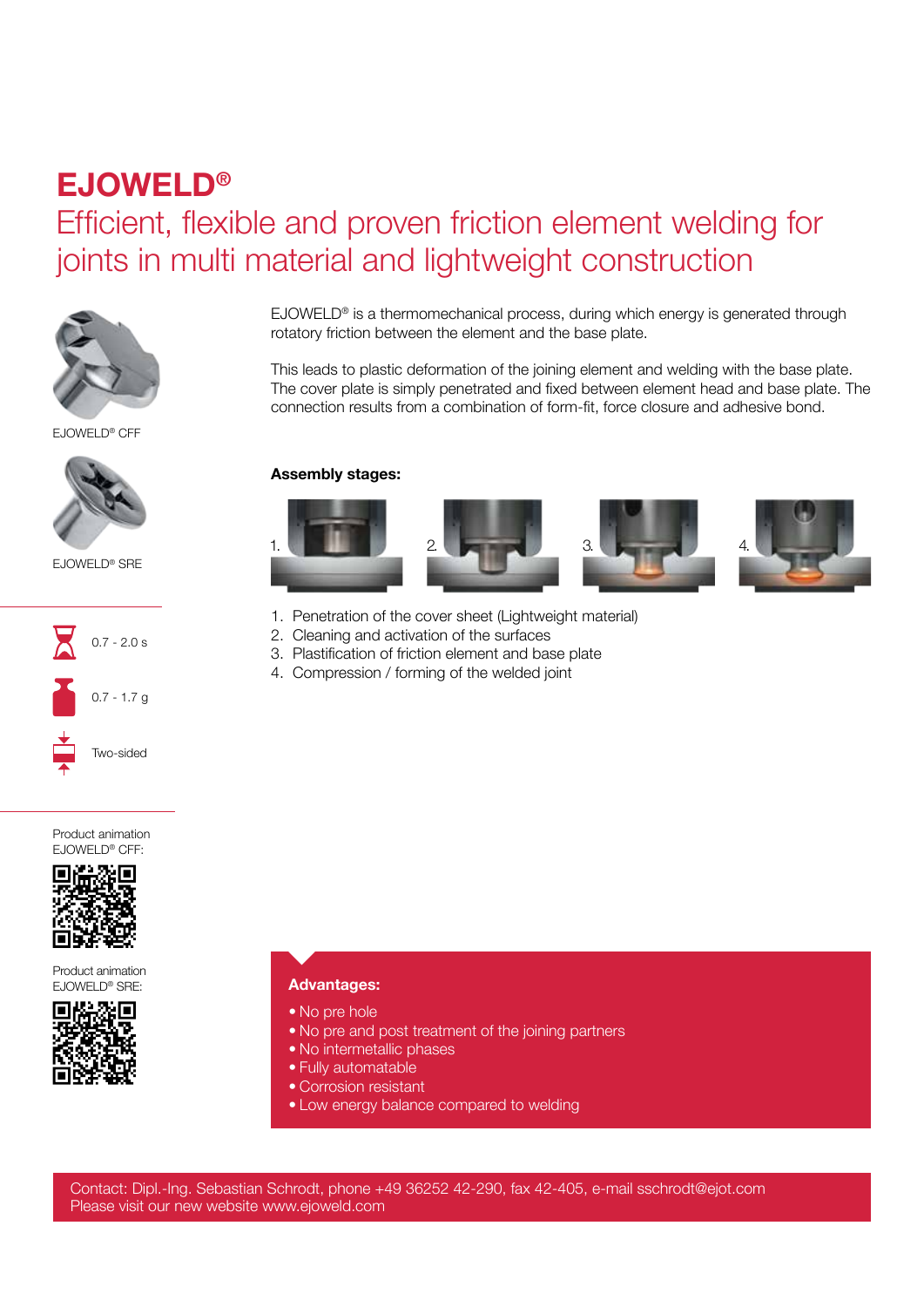# EJOWELD®

## Efficient, flexible and proven friction element welding for joints in multi material and lightweight construction

EJOWELD® CFF

EJOWELD® SRE

0.7 - 2.0 s

0.7 - 1.7 g

Two-sided

Product animation EJOWELD® CFF:

Product animation EJOWELD® SRE:

EJOWELD® is a thermomechanical process, during which energy is generated through rotatory friction between the element and the base plate.

This leads to plastic deformation of the joining element and welding with the base plate. The cover plate is simply penetrated and fixed between element head and base plate. The connection results from a combination of form-fit, force closure and adhesive bond.

**Assembly stages:**

1. Penetration of the cover sheet (Lightweight material)
2. Cleaning and activation of the surfaces
3. Plastification of friction element and base plate
4. Compression / forming of the welded joint

**Advantages:**

- No pre hole
- No pre and post treatment of the joining partners
- No intermetallic phases
- Fully automatable
- Corrosion resistant
- Low energy balance compared to welding

Contact: Dipl.-Ing. Sebastian Schrodt, phone +49 36252 42-290, fax 42-405, e-mail sschrodt@ejot.com
Please visit our new website www.ejoweld.com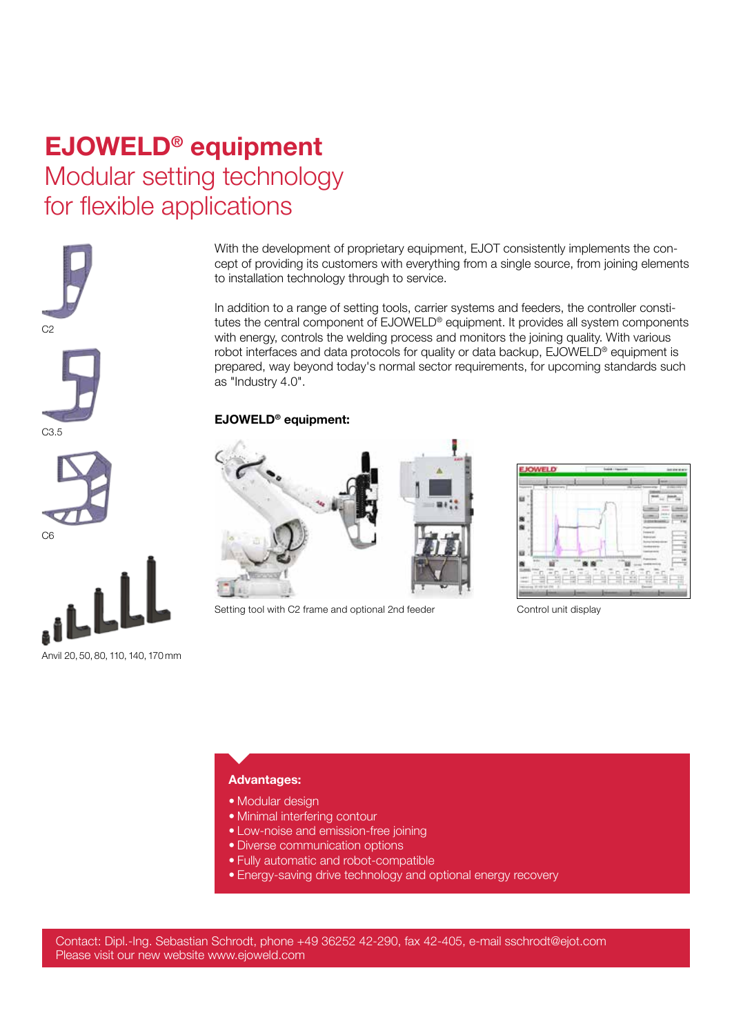# EJOWELD® equipment

## Modular setting technology for flexible applications

C2

C3.5

C6

Anvil 20, 50, 80, 110, 140, 170 mm

With the development of proprietary equipment, EJOT consistently implements the concept of providing its customers with everything from a single source, from joining elements to installation technology through to service.

In addition to a range of setting tools, carrier systems and feeders, the controller constitutes the central component of EJOWELD® equipment. It provides all system components with energy, controls the welding process and monitors the joining quality. With various robot interfaces and data protocols for quality or data backup, EJOWELD® equipment is prepared, way beyond today's normal sector requirements, for upcoming standards such as "Industry 4.0".

**EJOWELD® equipment:**

Setting tool with C2 frame and optional 2nd feeder

Control unit display

**Advantages:**

- Modular design
- Minimal interfering contour
- Low-noise and emission-free joining
- Diverse communication options
- Fully automatic and robot-compatible
- Energy-saving drive technology and optional energy recovery

Contact: Dipl.-Ing. Sebastian Schrodt, phone +49 36252 42-290, fax 42-405, e-mail sschrodt@ejot.com
Please visit our new website www.ejoweld.com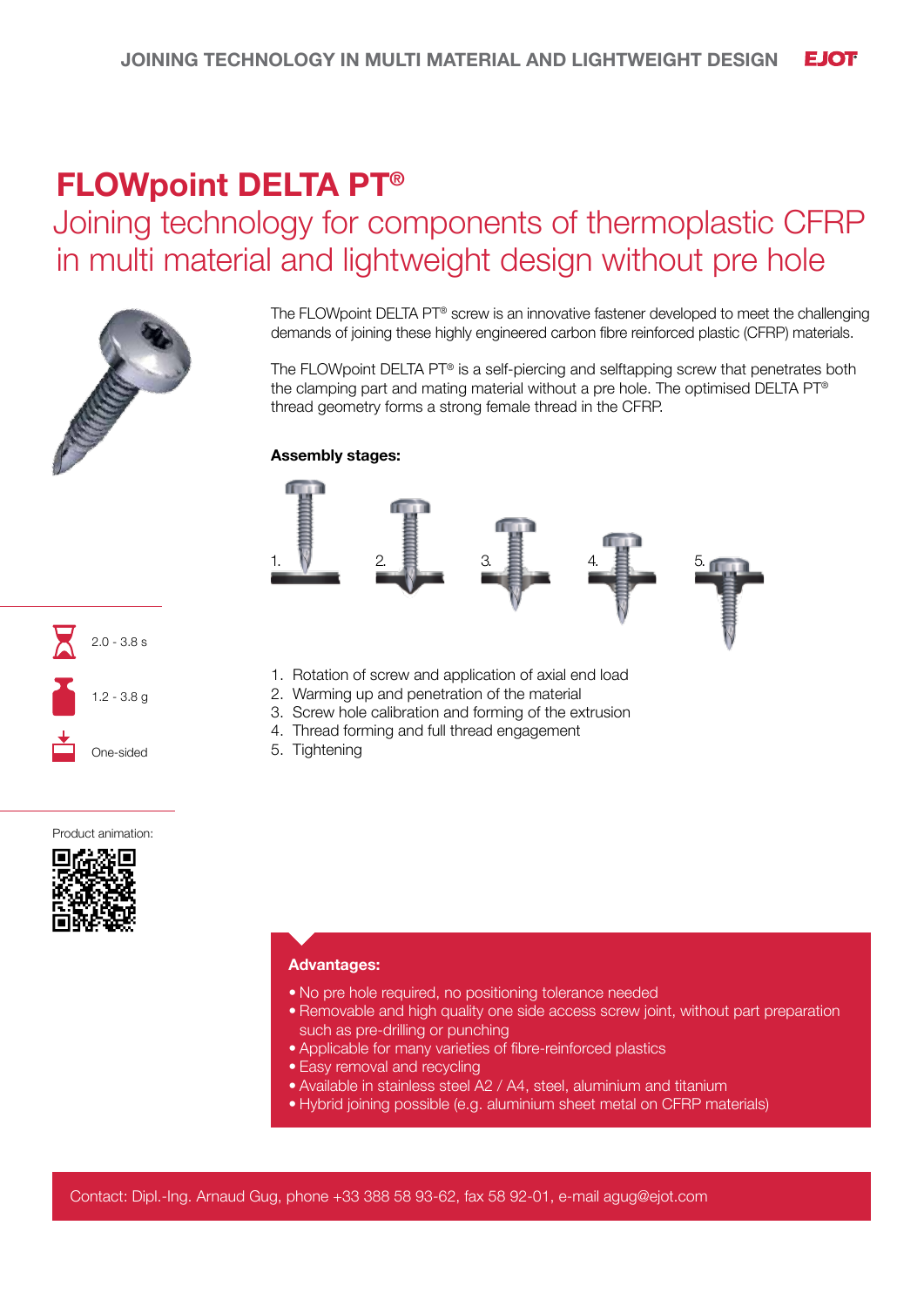# FLOWpoint DELTA PT®

## Joining technology for components of thermoplastic CFRP in multi material and lightweight design without pre hole

The FLOWpoint DELTA PT® screw is an innovative fastener developed to meet the challenging demands of joining these highly engineered carbon fibre reinforced plastic (CFRP) materials.

The FLOWpoint DELTA PT® is a self-piercing and selftapping screw that penetrates both the clamping part and mating material without a pre hole. The optimised DELTA PT® thread geometry forms a strong female thread in the CFRP.

2.0 - 3.8 s

1.2 - 3.8 g

One-sided

Product animation:

**Assembly stages:**

1. Rotation of screw and application of axial end load
2. Warming up and penetration of the material
3. Screw hole calibration and forming of the extrusion
4. Thread forming and full thread engagement
5. Tightening

**Advantages:**

- No pre hole required, no positioning tolerance needed
- Removable and high quality one side access screw joint, without part preparation such as pre-drilling or punching
- Applicable for many varieties of fibre-reinforced plastics
- Easy removal and recycling
- Available in stainless steel A2 / A4, steel, aluminium and titanium
- Hybrid joining possible (e.g. aluminium sheet metal on CFRP materials)

Contact: Dipl.-Ing. Arnaud Gug, phone +33 388 58 93-62, fax 58 92-01, e-mail agug@ejot.com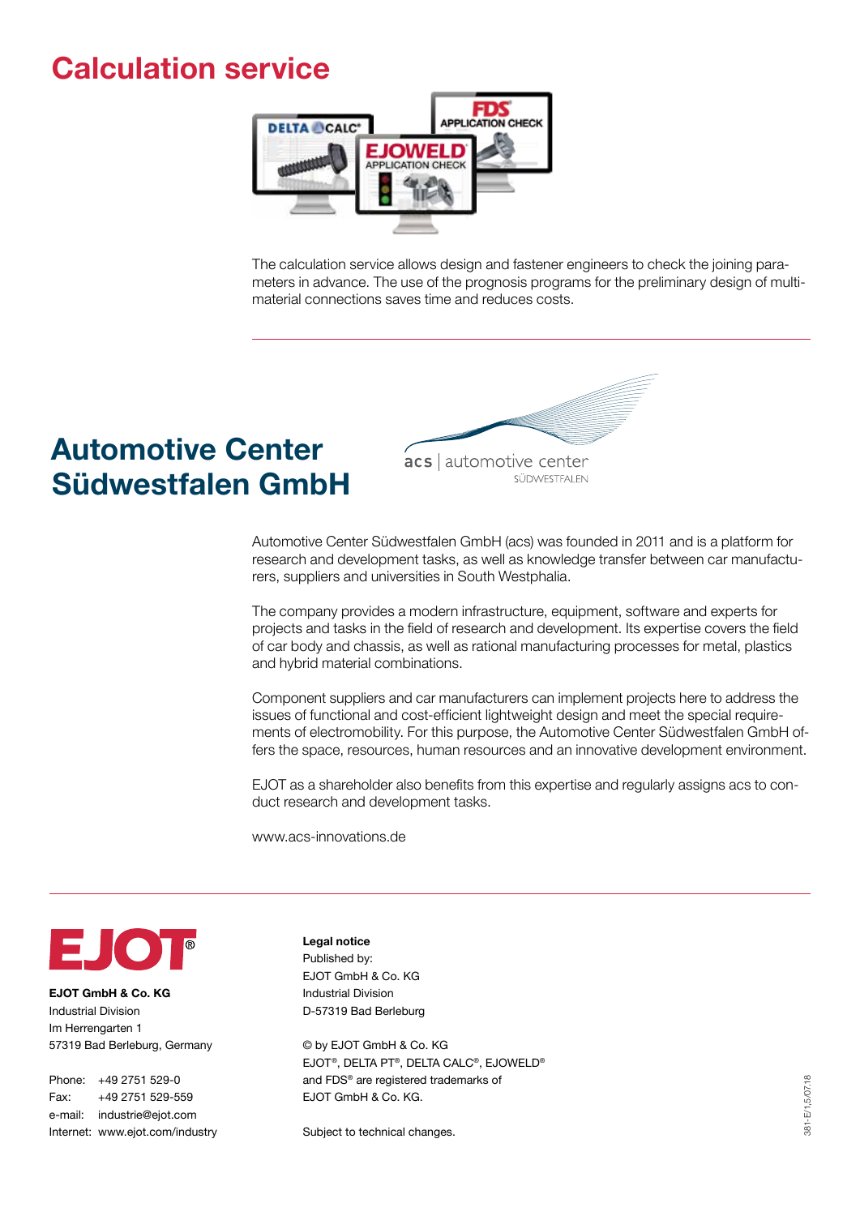# Calculation service

The calculation service allows design and fastener engineers to check the joining parameters in advance. The use of the prognosis programs for the preliminary design of multimaterial connections saves time and reduces costs.

# Automotive Center Südwestfalen GmbH

Automotive Center Südwestfalen GmbH (acs) was founded in 2011 and is a platform for research and development tasks, as well as knowledge transfer between car manufacturers, suppliers and universities in South Westphalia.

The company provides a modern infrastructure, equipment, software and experts for projects and tasks in the field of research and development. Its expertise covers the field of car body and chassis, as well as rational manufacturing processes for metal, plastics and hybrid material combinations.

Component suppliers and car manufacturers can implement projects here to address the issues of functional and cost-efficient lightweight design and meet the special requirements of electromobility. For this purpose, the Automotive Center Südwestfalen GmbH offers the space, resources, human resources and an innovative development environment.

EJOT as a shareholder also benefits from this expertise and regularly assigns acs to conduct research and development tasks.

www.acs-innovations.de

**EJOT GmbH & Co. KG**
Industrial Division
Im Herrengarten 1
57319 Bad Berleburg, Germany

Phone: +49 2751 529-0
Fax: +49 2751 529-559
e-mail: industrie@ejot.com
Internet: www.ejot.com/industry

**Legal notice**
Published by:
EJOT GmbH & Co. KG
Industrial Division
D-57319 Bad Berleburg

© by EJOT GmbH & Co. KG
EJOT®, DELTA PT®, DELTA CALC®, EJOWELD® and FDS® are registered trademarks of EJOT GmbH & Co. KG.

Subject to technical changes.

381-E/1,5/07.18